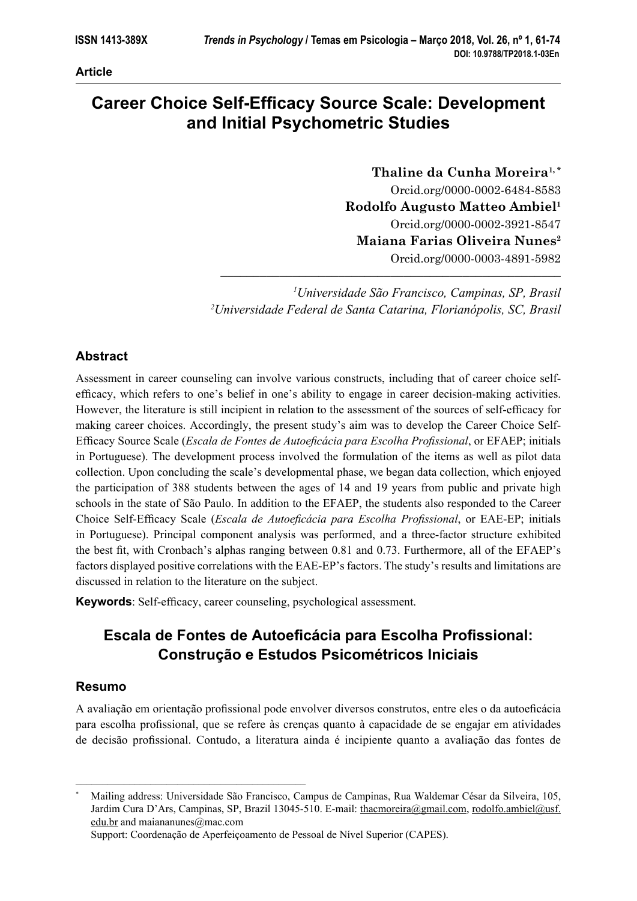**Article**

# Career Choice Self-Efficacy Source Scale: Development and Initial Psychometric Studies

**Thaline da Cunha Moreira**[1, *]
Orcid.org/0000-0002-6484-8583
**Rodolfo Augusto Matteo Ambiel**[1]
Orcid.org/0000-0002-3921-8547
**Maiana Farias Oliveira Nunes**[2]
Orcid.org/0000-0003-4891-5982

[1]*Universidade São Francisco, Campinas, SP, Brasil*
[2]*Universidade Federal de Santa Catarina, Florianópolis, SC, Brasil*

## Abstract

Assessment in career counseling can involve various constructs, including that of career choice self-efficacy, which refers to one's belief in one's ability to engage in career decision-making activities. However, the literature is still incipient in relation to the assessment of the sources of self-efficacy for making career choices. Accordingly, the present study's aim was to develop the Career Choice Self-Efficacy Source Scale (*Escala de Fontes de Autoeficácia para Escolha Profissional*, or EFAEP; initials in Portuguese). The development process involved the formulation of the items as well as pilot data collection. Upon concluding the scale's developmental phase, we began data collection, which enjoyed the participation of 388 students between the ages of 14 and 19 years from public and private high schools in the state of São Paulo. In addition to the EFAEP, the students also responded to the Career Choice Self-Efficacy Scale (*Escala de Autoeficácia para Escolha Profissional*, or EAE-EP; initials in Portuguese). Principal component analysis was performed, and a three-factor structure exhibited the best fit, with Cronbach's alphas ranging between 0.81 and 0.73. Furthermore, all of the EFAEP's factors displayed positive correlations with the EAE-EP's factors. The study's results and limitations are discussed in relation to the literature on the subject.

**Keywords**: Self-efficacy, career counseling, psychological assessment.

# Escala de Fontes de Autoeficácia para Escolha Profissional: Construção e Estudos Psicométricos Iniciais

## Resumo

A avaliação em orientação profissional pode envolver diversos construtos, entre eles o da autoeficácia para escolha profissional, que se refere às crenças quanto à capacidade de se engajar em atividades de decisão profissional. Contudo, a literatura ainda é incipiente quanto a avaliação das fontes de

---

\* Mailing address: Universidade São Francisco, Campus de Campinas, Rua Waldemar César da Silveira, 105, Jardim Cura D'Ars, Campinas, SP, Brazil 13045-510. E-mail: thacmoreira@gmail.com, rodolfo.ambiel@usf.edu.br and maiananunes@mac.com
Support: Coordenação de Aperfeiçoamento de Pessoal de Nível Superior (CAPES).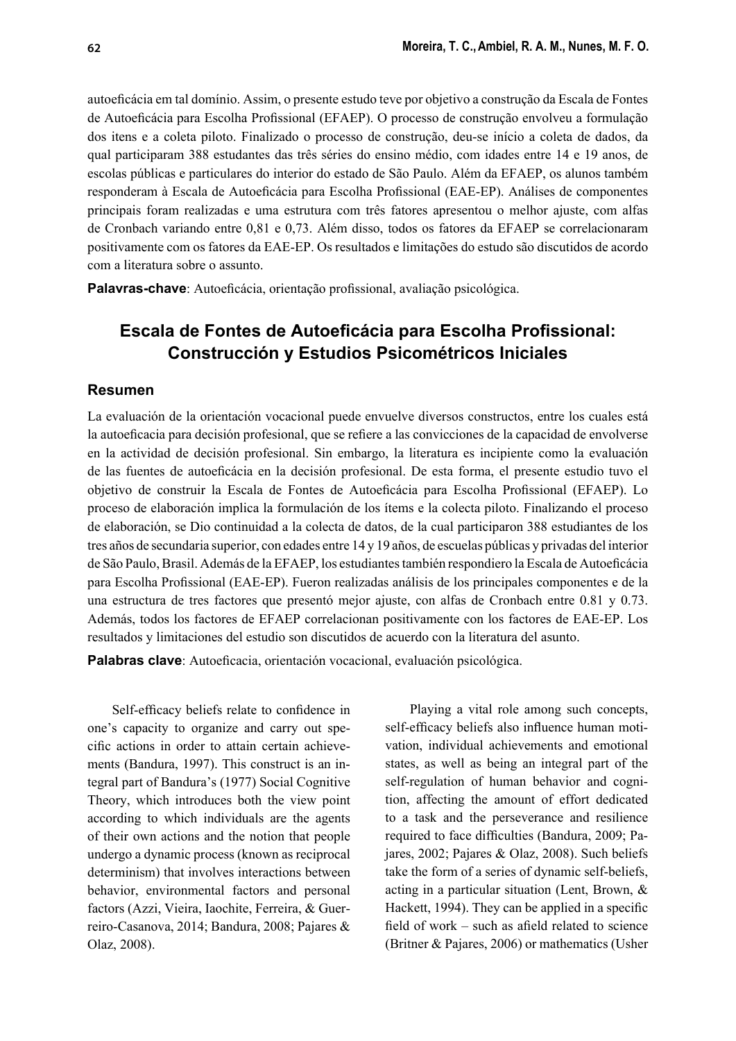autoeficácia em tal domínio. Assim, o presente estudo teve por objetivo a construção da Escala de Fontes de Autoeficácia para Escolha Profissional (EFAEP). O processo de construção envolveu a formulação dos itens e a coleta piloto. Finalizado o processo de construção, deu-se início a coleta de dados, da qual participaram 388 estudantes das três séries do ensino médio, com idades entre 14 e 19 anos, de escolas públicas e particulares do interior do estado de São Paulo. Além da EFAEP, os alunos também responderam à Escala de Autoeficácia para Escolha Profissional (EAE-EP). Análises de componentes principais foram realizadas e uma estrutura com três fatores apresentou o melhor ajuste, com alfas de Cronbach variando entre 0,81 e 0,73. Além disso, todos os fatores da EFAEP se correlacionaram positivamente com os fatores da EAE-EP. Os resultados e limitações do estudo são discutidos de acordo com a literatura sobre o assunto.

**Palavras-chave**: Autoeficácia, orientação profissional, avaliação psicológica.

## Escala de Fontes de Autoeficácia para Escolha Profissional: Construcción y Estudios Psicométricos Iniciales

### Resumen

La evaluación de la orientación vocacional puede envuelve diversos constructos, entre los cuales está la autoeficacia para decisión profesional, que se refiere a las convicciones de la capacidad de envolverse en la actividad de decisión profesional. Sin embargo, la literatura es incipiente como la evaluación de las fuentes de autoeficácia en la decisión profesional. De esta forma, el presente estudio tuvo el objetivo de construir la Escala de Fontes de Autoeficácia para Escolha Profissional (EFAEP). Lo proceso de elaboración implica la formulación de los ítems y la colecta piloto. Finalizando el proceso de elaboración, se Dio continuidad a la colecta de datos, de la cual participaron 388 estudiantes de los tres años de secundaria superior, con edades entre 14 y 19 años, de escuelas públicas y privadas del interior de São Paulo, Brasil. Además de la EFAEP, los estudiantes también respondiero la Escala de Autoeficácia para Escolha Profissional (EAE-EP). Fueron realizadas análisis de los principales componentes e de la una estructura de tres factores que presentó mejor ajuste, con alfas de Cronbach entre 0.81 y 0.73. Además, todos los factores de EFAEP correlacionan positivamente con los factores de EAE-EP. Los resultados y limitaciones del estudio son discutidos de acuerdo con la literatura del asunto.

**Palabras clave**: Autoeficacia, orientación vocacional, evaluación psicológica.

Self-efficacy beliefs relate to confidence in one's capacity to organize and carry out specific actions in order to attain certain achievements (Bandura, 1997). This construct is an integral part of Bandura's (1977) Social Cognitive Theory, which introduces both the view point according to which individuals are the agents of their own actions and the notion that people undergo a dynamic process (known as reciprocal determinism) that involves interactions between behavior, environmental factors and personal factors (Azzi, Vieira, Iaochite, Ferreira, & Guerreiro-Casanova, 2014; Bandura, 2008; Pajares & Olaz, 2008).

Playing a vital role among such concepts, self-efficacy beliefs also influence human motivation, individual achievements and emotional states, as well as being an integral part of the self-regulation of human behavior and cognition, affecting the amount of effort dedicated to a task and the perseverance and resilience required to face difficulties (Bandura, 2009; Pajares, 2002; Pajares & Olaz, 2008). Such beliefs take the form of a series of dynamic self-beliefs, acting in a particular situation (Lent, Brown, & Hackett, 1994). They can be applied in a specific field of work – such as afield related to science (Britner & Pajares, 2006) or mathematics (Usher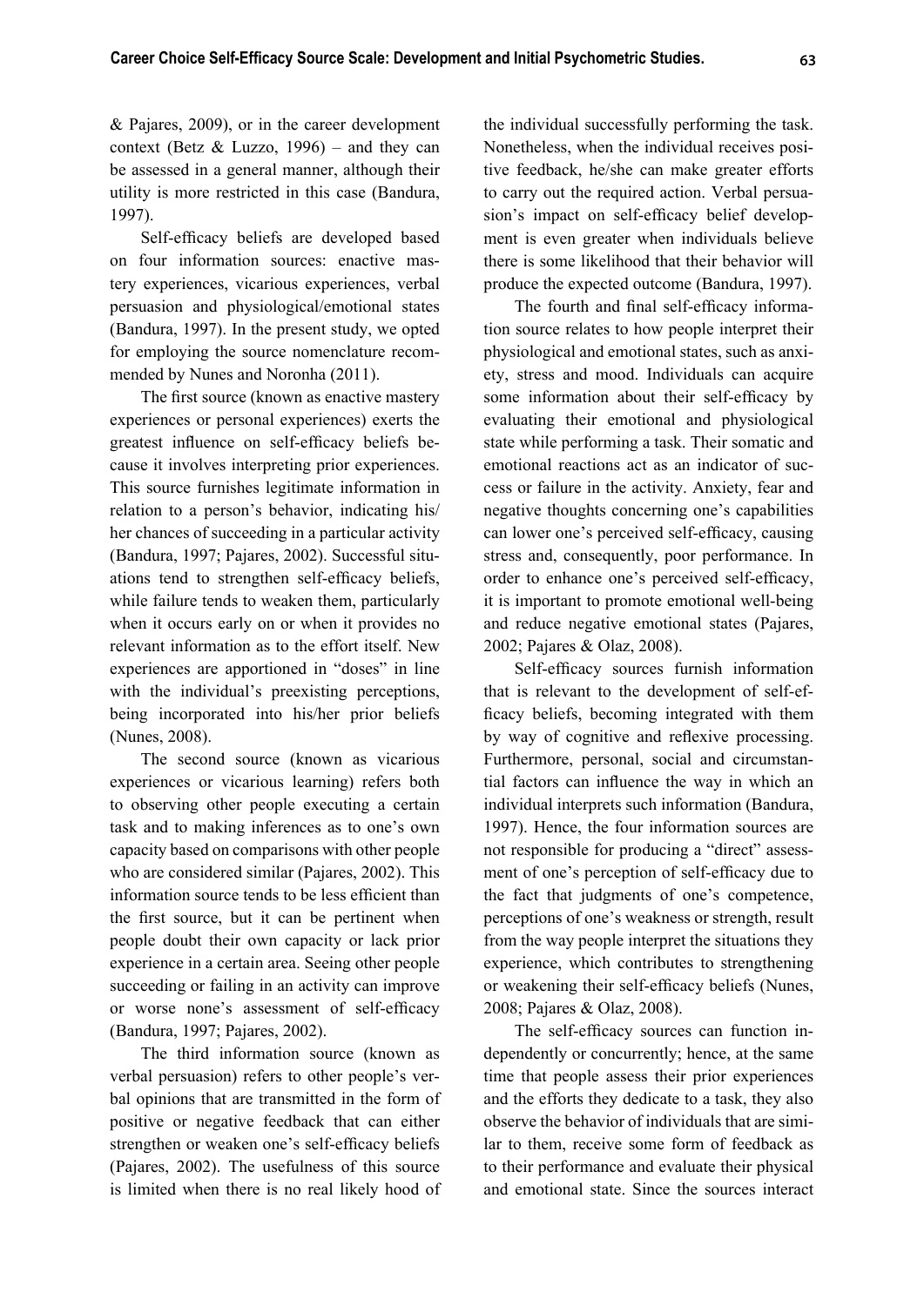& Pajares, 2009), or in the career development context (Betz & Luzzo, 1996) – and they can be assessed in a general manner, although their utility is more restricted in this case (Bandura, 1997).

Self-efficacy beliefs are developed based on four information sources: enactive mastery experiences, vicarious experiences, verbal persuasion and physiological/emotional states (Bandura, 1997). In the present study, we opted for employing the source nomenclature recommended by Nunes and Noronha (2011).

The first source (known as enactive mastery experiences or personal experiences) exerts the greatest influence on self-efficacy beliefs because it involves interpreting prior experiences. This source furnishes legitimate information in relation to a person's behavior, indicating his/her chances of succeeding in a particular activity (Bandura, 1997; Pajares, 2002). Successful situations tend to strengthen self-efficacy beliefs, while failure tends to weaken them, particularly when it occurs early on or when it provides no relevant information as to the effort itself. New experiences are apportioned in "doses" in line with the individual's preexisting perceptions, being incorporated into his/her prior beliefs (Nunes, 2008).

The second source (known as vicarious experiences or vicarious learning) refers both to observing other people executing a certain task and to making inferences as to one's own capacity based on comparisons with other people who are considered similar (Pajares, 2002). This information source tends to be less efficient than the first source, but it can be pertinent when people doubt their own capacity or lack prior experience in a certain area. Seeing other people succeeding or failing in an activity can improve or worse none's assessment of self-efficacy (Bandura, 1997; Pajares, 2002).

The third information source (known as verbal persuasion) refers to other people's verbal opinions that are transmitted in the form of positive or negative feedback that can either strengthen or weaken one's self-efficacy beliefs (Pajares, 2002). The usefulness of this source is limited when there is no real likely hood of the individual successfully performing the task. Nonetheless, when the individual receives positive feedback, he/she can make greater efforts to carry out the required action. Verbal persuasion's impact on self-efficacy belief development is even greater when individuals believe there is some likelihood that their behavior will produce the expected outcome (Bandura, 1997).

The fourth and final self-efficacy information source relates to how people interpret their physiological and emotional states, such as anxiety, stress and mood. Individuals can acquire some information about their self-efficacy by evaluating their emotional and physiological state while performing a task. Their somatic and emotional reactions act as an indicator of success or failure in the activity. Anxiety, fear and negative thoughts concerning one's capabilities can lower one's perceived self-efficacy, causing stress and, consequently, poor performance. In order to enhance one's perceived self-efficacy, it is important to promote emotional well-being and reduce negative emotional states (Pajares, 2002; Pajares & Olaz, 2008).

Self-efficacy sources furnish information that is relevant to the development of self-efficacy beliefs, becoming integrated with them by way of cognitive and reflexive processing. Furthermore, personal, social and circumstantial factors can influence the way in which an individual interprets such information (Bandura, 1997). Hence, the four information sources are not responsible for producing a "direct" assessment of one's perception of self-efficacy due to the fact that judgments of one's competence, perceptions of one's weakness or strength, result from the way people interpret the situations they experience, which contributes to strengthening or weakening their self-efficacy beliefs (Nunes, 2008; Pajares & Olaz, 2008).

The self-efficacy sources can function independently or concurrently; hence, at the same time that people assess their prior experiences and the efforts they dedicate to a task, they also observe the behavior of individuals that are similar to them, receive some form of feedback as to their performance and evaluate their physical and emotional state. Since the sources interact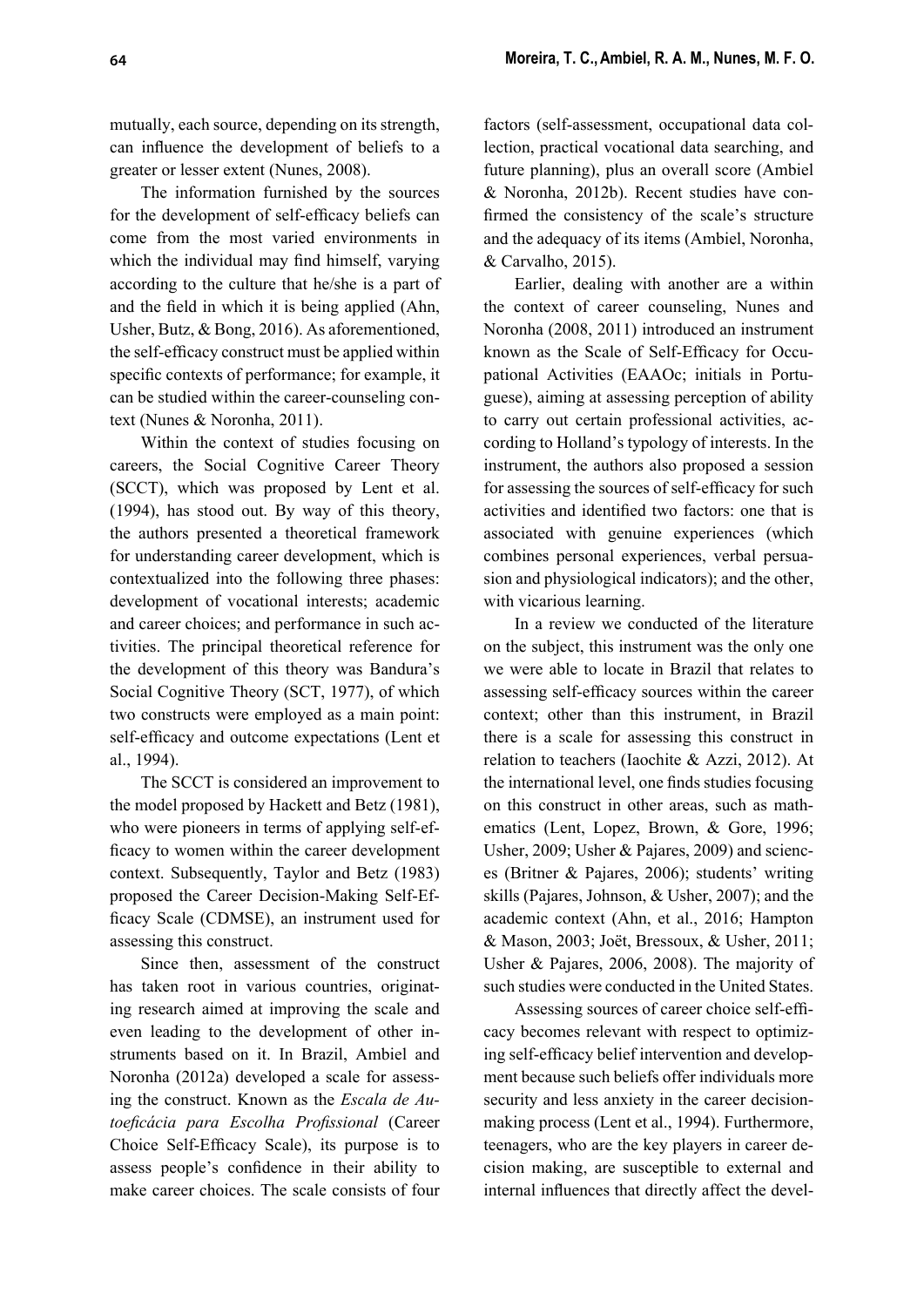mutually, each source, depending on its strength, can influence the development of beliefs to a greater or lesser extent (Nunes, 2008).

The information furnished by the sources for the development of self-efficacy beliefs can come from the most varied environments in which the individual may find himself, varying according to the culture that he/she is a part of and the field in which it is being applied (Ahn, Usher, Butz, & Bong, 2016). As aforementioned, the self-efficacy construct must be applied within specific contexts of performance; for example, it can be studied within the career-counseling context (Nunes & Noronha, 2011).

Within the context of studies focusing on careers, the Social Cognitive Career Theory (SCCT), which was proposed by Lent et al. (1994), has stood out. By way of this theory, the authors presented a theoretical framework for understanding career development, which is contextualized into the following three phases: development of vocational interests; academic and career choices; and performance in such activities. The principal theoretical reference for the development of this theory was Bandura's Social Cognitive Theory (SCT, 1977), of which two constructs were employed as a main point: self-efficacy and outcome expectations (Lent et al., 1994).

The SCCT is considered an improvement to the model proposed by Hackett and Betz (1981), who were pioneers in terms of applying self-efficacy to women within the career development context. Subsequently, Taylor and Betz (1983) proposed the Career Decision-Making Self-Efficacy Scale (CDMSE), an instrument used for assessing this construct.

Since then, assessment of the construct has taken root in various countries, originating research aimed at improving the scale and even leading to the development of other instruments based on it. In Brazil, Ambiel and Noronha (2012a) developed a scale for assessing the construct. Known as the *Escala de Autoeficácia para Escolha Profissional* (Career Choice Self-Efficacy Scale), its purpose is to assess people's confidence in their ability to make career choices. The scale consists of four factors (self-assessment, occupational data collection, practical vocational data searching, and future planning), plus an overall score (Ambiel & Noronha, 2012b). Recent studies have confirmed the consistency of the scale's structure and the adequacy of its items (Ambiel, Noronha, & Carvalho, 2015).

Earlier, dealing with another are a within the context of career counseling, Nunes and Noronha (2008, 2011) introduced an instrument known as the Scale of Self-Efficacy for Occupational Activities (EAAOc; initials in Portuguese), aiming at assessing perception of ability to carry out certain professional activities, according to Holland's typology of interests. In the instrument, the authors also proposed a session for assessing the sources of self-efficacy for such activities and identified two factors: one that is associated with genuine experiences (which combines personal experiences, verbal persuasion and physiological indicators); and the other, with vicarious learning.

In a review we conducted of the literature on the subject, this instrument was the only one we were able to locate in Brazil that relates to assessing self-efficacy sources within the career context; other than this instrument, in Brazil there is a scale for assessing this construct in relation to teachers (Iaochite & Azzi, 2012). At the international level, one finds studies focusing on this construct in other areas, such as mathematics (Lent, Lopez, Brown, & Gore, 1996; Usher, 2009; Usher & Pajares, 2009) and sciences (Britner & Pajares, 2006); students' writing skills (Pajares, Johnson, & Usher, 2007); and the academic context (Ahn, et al., 2016; Hampton & Mason, 2003; Joët, Bressoux, & Usher, 2011; Usher & Pajares, 2006, 2008). The majority of such studies were conducted in the United States.

Assessing sources of career choice self-efficacy becomes relevant with respect to optimizing self-efficacy belief intervention and development because such beliefs offer individuals more security and less anxiety in the career decision-making process (Lent et al., 1994). Furthermore, teenagers, who are the key players in career decision making, are susceptible to external and internal influences that directly affect the devel-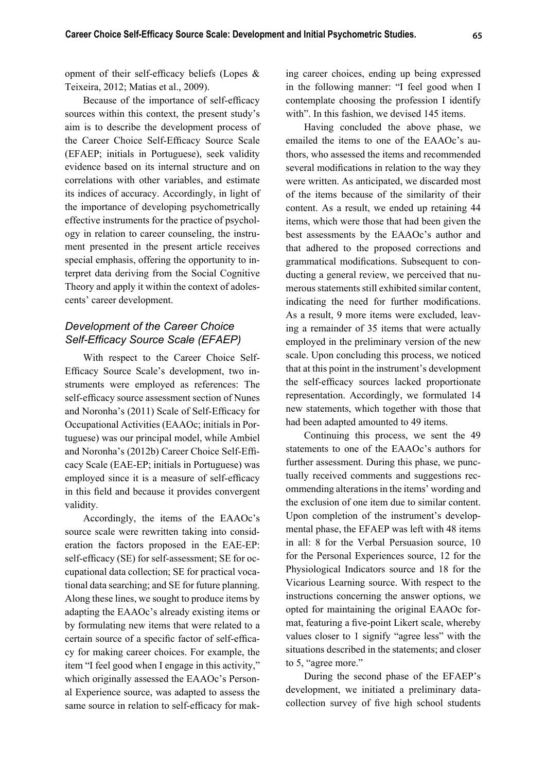opment of their self-efficacy beliefs (Lopes & Teixeira, 2012; Matias et al., 2009).

Because of the importance of self-efficacy sources within this context, the present study's aim is to describe the development process of the Career Choice Self-Efficacy Source Scale (EFAEP; initials in Portuguese), seek validity evidence based on its internal structure and on correlations with other variables, and estimate its indices of accuracy. Accordingly, in light of the importance of developing psychometrically effective instruments for the practice of psychology in relation to career counseling, the instrument presented in the present article receives special emphasis, offering the opportunity to interpret data deriving from the Social Cognitive Theory and apply it within the context of adolescents' career development.

## *Development of the Career Choice Self-Efficacy Source Scale (EFAEP)*

With respect to the Career Choice Self-Efficacy Source Scale's development, two instruments were employed as references: The self-efficacy source assessment section of Nunes and Noronha's (2011) Scale of Self-Efficacy for Occupational Activities (EAAOc; initials in Portuguese) was our principal model, while Ambiel and Noronha's (2012b) Career Choice Self-Efficacy Scale (EAE-EP; initials in Portuguese) was employed since it is a measure of self-efficacy in this field and because it provides convergent validity.

Accordingly, the items of the EAAOc's source scale were rewritten taking into consideration the factors proposed in the EAE-EP: self-efficacy (SE) for self-assessment; SE for occupational data collection; SE for practical vocational data searching; and SE for future planning. Along these lines, we sought to produce items by adapting the EAAOc's already existing items or by formulating new items that were related to a certain source of a specific factor of self-efficacy for making career choices. For example, the item "I feel good when I engage in this activity," which originally assessed the EAAOc's Personal Experience source, was adapted to assess the same source in relation to self-efficacy for making career choices, ending up being expressed in the following manner: "I feel good when I contemplate choosing the profession I identify with". In this fashion, we devised 145 items.

Having concluded the above phase, we emailed the items to one of the EAAOc's authors, who assessed the items and recommended several modifications in relation to the way they were written. As anticipated, we discarded most of the items because of the similarity of their content. As a result, we ended up retaining 44 items, which were those that had been given the best assessments by the EAAOc's author and that adhered to the proposed corrections and grammatical modifications. Subsequent to conducting a general review, we perceived that numerous statements still exhibited similar content, indicating the need for further modifications. As a result, 9 more items were excluded, leaving a remainder of 35 items that were actually employed in the preliminary version of the new scale. Upon concluding this process, we noticed that at this point in the instrument's development the self-efficacy sources lacked proportionate representation. Accordingly, we formulated 14 new statements, which together with those that had been adapted amounted to 49 items.

Continuing this process, we sent the 49 statements to one of the EAAOc's authors for further assessment. During this phase, we punctually received comments and suggestions recommending alterations in the items' wording and the exclusion of one item due to similar content. Upon completion of the instrument's developmental phase, the EFAEP was left with 48 items in all: 8 for the Verbal Persuasion source, 10 for the Personal Experiences source, 12 for the Physiological Indicators source and 18 for the Vicarious Learning source. With respect to the instructions concerning the answer options, we opted for maintaining the original EAAOc format, featuring a five-point Likert scale, whereby values closer to 1 signify "agree less" with the situations described in the statements; and closer to 5, "agree more."

During the second phase of the EFAEP's development, we initiated a preliminary data-collection survey of five high school students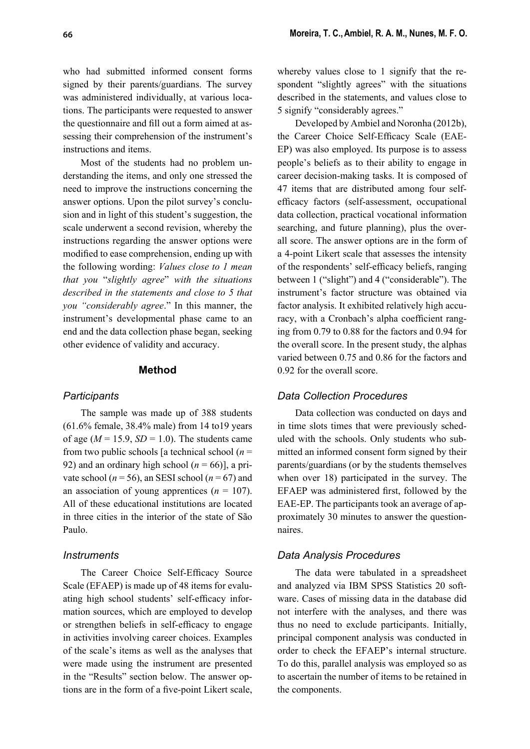who had submitted informed consent forms signed by their parents/guardians. The survey was administered individually, at various locations. The participants were requested to answer the questionnaire and fill out a form aimed at assessing their comprehension of the instrument's instructions and items.

Most of the students had no problem understanding the items, and only one stressed the need to improve the instructions concerning the answer options. Upon the pilot survey's conclusion and in light of this student's suggestion, the scale underwent a second revision, whereby the instructions regarding the answer options were modified to ease comprehension, ending up with the following wording: *Values close to 1 mean that you* "*slightly agree*" *with the situations described in the statements and close to 5 that you "considerably agree*." In this manner, the instrument's developmental phase came to an end and the data collection phase began, seeking other evidence of validity and accuracy.

## Method

### Participants

The sample was made up of 388 students (61.6% female, 38.4% male) from 14 to19 years of age ($M$ = 15.9, $SD$ = 1.0). The students came from two public schools [a technical school ($n$ = 92) and an ordinary high school ($n$ = 66)], a private school ($n$ = 56), an SESI school ($n$ = 67) and an association of young apprentices ($n$ = 107). All of these educational institutions are located in three cities in the interior of the state of São Paulo.

### Instruments

The Career Choice Self-Efficacy Source Scale (EFAEP) is made up of 48 items for evaluating high school students' self-efficacy information sources, which are employed to develop or strengthen beliefs in self-efficacy to engage in activities involving career choices. Examples of the scale's items as well as the analyses that were made using the instrument are presented in the "Results" section below. The answer options are in the form of a five-point Likert scale, whereby values close to 1 signify that the respondent "slightly agrees" with the situations described in the statements, and values close to 5 signify "considerably agrees."

Developed by Ambiel and Noronha (2012b), the Career Choice Self-Efficacy Scale (EAE-EP) was also employed. Its purpose is to assess people's beliefs as to their ability to engage in career decision-making tasks. It is composed of 47 items that are distributed among four self-efficacy factors (self-assessment, occupational data collection, practical vocational information searching, and future planning), plus the overall score. The answer options are in the form of a 4-point Likert scale that assesses the intensity of the respondents' self-efficacy beliefs, ranging between 1 ("slight") and 4 ("considerable"). The instrument's factor structure was obtained via factor analysis. It exhibited relatively high accuracy, with a Cronbach's alpha coefficient ranging from 0.79 to 0.88 for the factors and 0.94 for the overall score. In the present study, the alphas varied between 0.75 and 0.86 for the factors and 0.92 for the overall score.

### Data Collection Procedures

Data collection was conducted on days and in time slots times that were previously scheduled with the schools. Only students who submitted an informed consent form signed by their parents/guardians (or by the students themselves when over 18) participated in the survey. The EFAEP was administered first, followed by the EAE-EP. The participants took an average of approximately 30 minutes to answer the questionnaires.

### Data Analysis Procedures

The data were tabulated in a spreadsheet and analyzed via IBM SPSS Statistics 20 software. Cases of missing data in the database did not interfere with the analyses, and there was thus no need to exclude participants. Initially, principal component analysis was conducted in order to check the EFAEP's internal structure. To do this, parallel analysis was employed so as to ascertain the number of items to be retained in the components.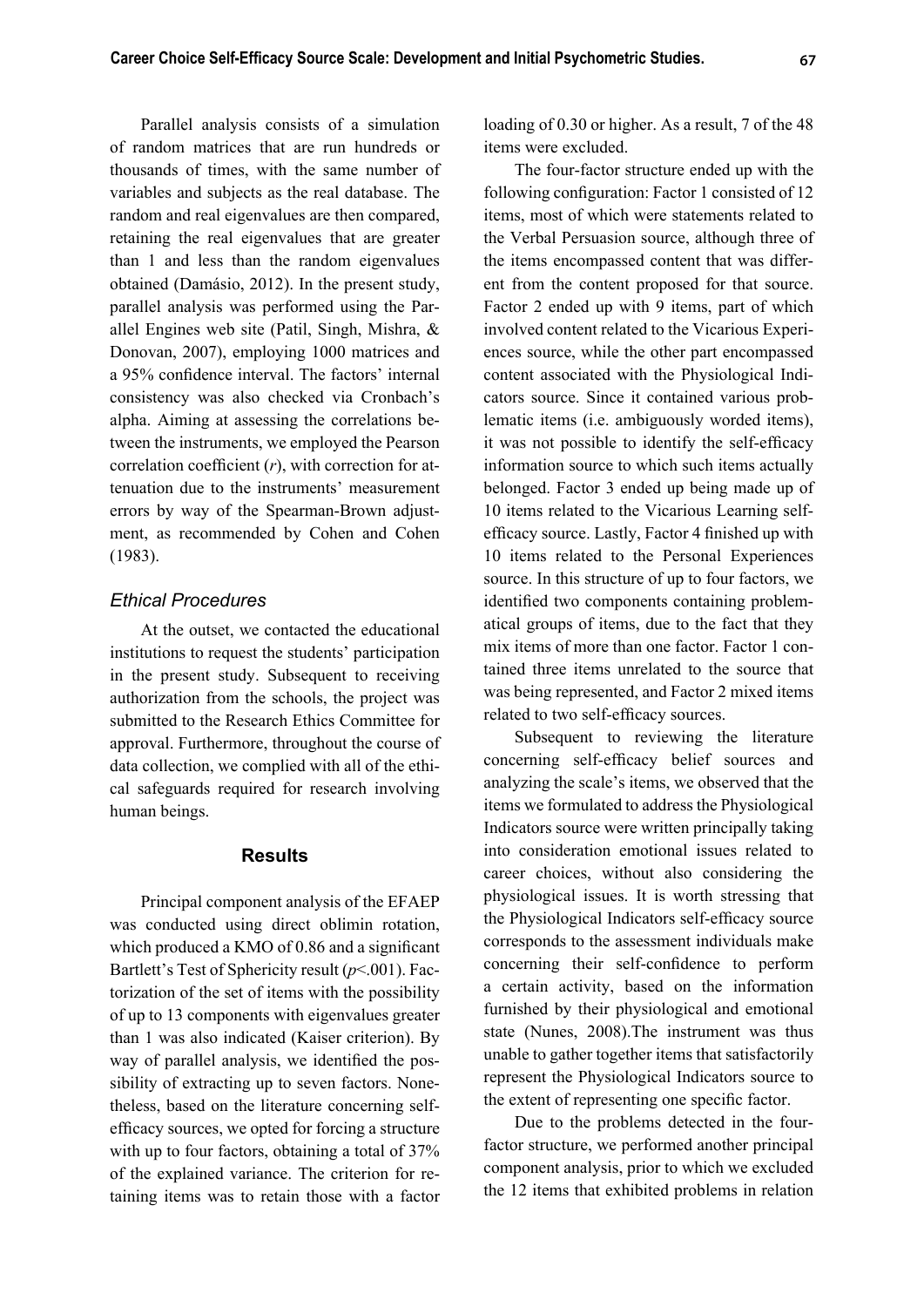Parallel analysis consists of a simulation of random matrices that are run hundreds or thousands of times, with the same number of variables and subjects as the real database. The random and real eigenvalues are then compared, retaining the real eigenvalues that are greater than 1 and less than the random eigenvalues obtained (Damásio, 2012). In the present study, parallel analysis was performed using the Parallel Engines web site (Patil, Singh, Mishra, & Donovan, 2007), employing 1000 matrices and a 95% confidence interval. The factors' internal consistency was also checked via Cronbach's alpha. Aiming at assessing the correlations between the instruments, we employed the Pearson correlation coefficient ($r$), with correction for attenuation due to the instruments' measurement errors by way of the Spearman-Brown adjustment, as recommended by Cohen and Cohen (1983).

### *Ethical Procedures*

At the outset, we contacted the educational institutions to request the students' participation in the present study. Subsequent to receiving authorization from the schools, the project was submitted to the Research Ethics Committee for approval. Furthermore, throughout the course of data collection, we complied with all of the ethical safeguards required for research involving human beings.

## Results

Principal component analysis of the EFAEP was conducted using direct oblimin rotation, which produced a KMO of 0.86 and a significant Bartlett's Test of Sphericity result ($p$<.001). Factorization of the set of items with the possibility of up to 13 components with eigenvalues greater than 1 was also indicated (Kaiser criterion). By way of parallel analysis, we identified the possibility of extracting up to seven factors. Nonetheless, based on the literature concerning self-efficacy sources, we opted for forcing a structure with up to four factors, obtaining a total of 37% of the explained variance. The criterion for retaining items was to retain those with a factor loading of 0.30 or higher. As a result, 7 of the 48 items were excluded.

The four-factor structure ended up with the following configuration: Factor 1 consisted of 12 items, most of which were statements related to the Verbal Persuasion source, although three of the items encompassed content that was different from the content proposed for that source. Factor 2 ended up with 9 items, part of which involved content related to the Vicarious Experiences source, while the other part encompassed content associated with the Physiological Indicators source. Since it contained various problematic items (i.e. ambiguously worded items), it was not possible to identify the self-efficacy information source to which such items actually belonged. Factor 3 ended up being made up of 10 items related to the Vicarious Learning self-efficacy source. Lastly, Factor 4 finished up with 10 items related to the Personal Experiences source. In this structure of up to four factors, we identified two components containing problematical groups of items, due to the fact that they mix items of more than one factor. Factor 1 contained three items unrelated to the source that was being represented, and Factor 2 mixed items related to two self-efficacy sources.

Subsequent to reviewing the literature concerning self-efficacy belief sources and analyzing the scale's items, we observed that the items we formulated to address the Physiological Indicators source were written principally taking into consideration emotional issues related to career choices, without also considering the physiological issues. It is worth stressing that the Physiological Indicators self-efficacy source corresponds to the assessment individuals make concerning their self-confidence to perform a certain activity, based on the information furnished by their physiological and emotional state (Nunes, 2008).The instrument was thus unable to gather together items that satisfactorily represent the Physiological Indicators source to the extent of representing one specific factor.

Due to the problems detected in the four-factor structure, we performed another principal component analysis, prior to which we excluded the 12 items that exhibited problems in relation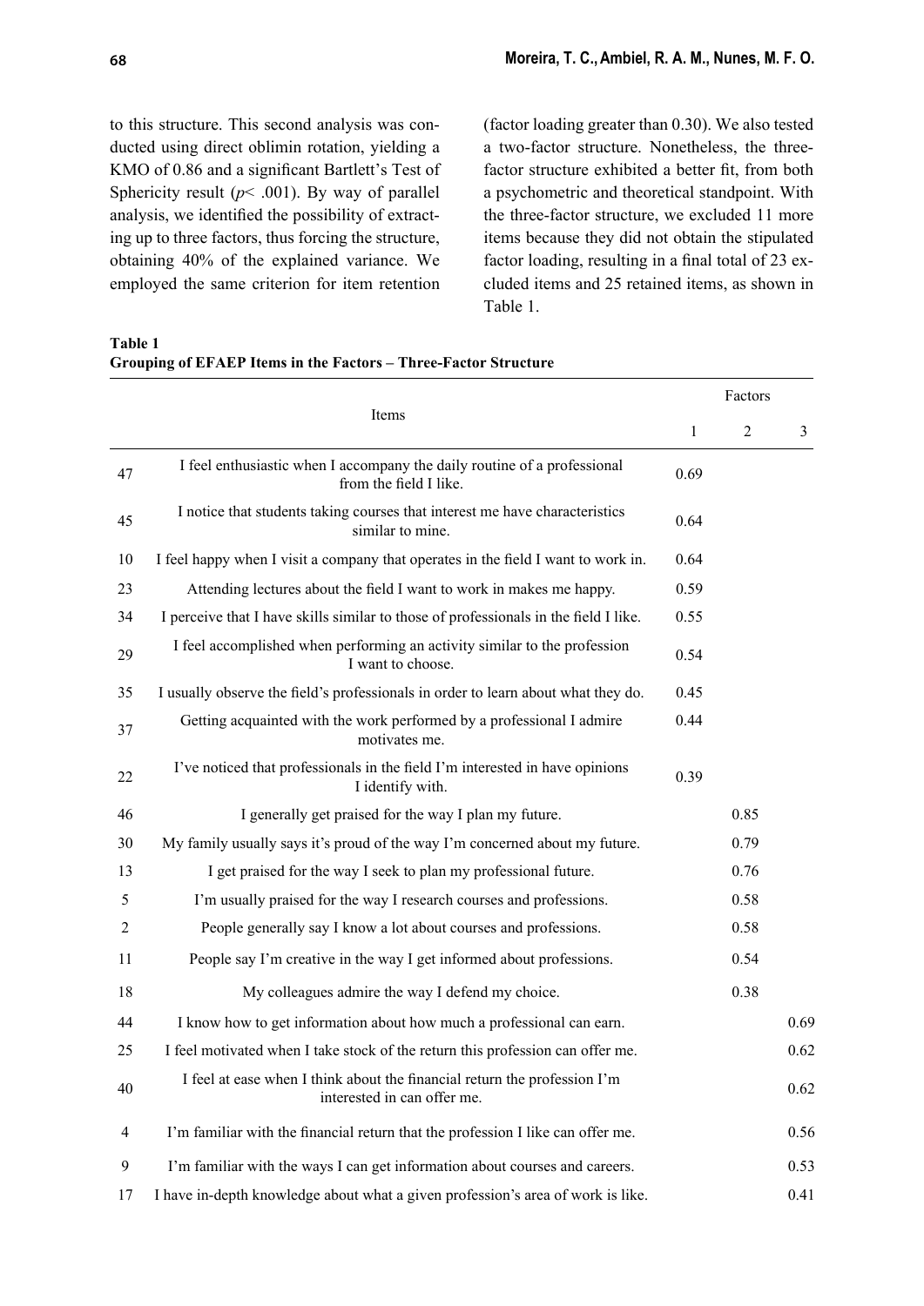to this structure. This second analysis was conducted using direct oblimin rotation, yielding a KMO of 0.86 and a significant Bartlett's Test of Sphericity result ($p < .001$). By way of parallel analysis, we identified the possibility of extracting up to three factors, thus forcing the structure, obtaining 40% of the explained variance. We employed the same criterion for item retention (factor loading greater than 0.30). We also tested a two-factor structure. Nonetheless, the three-factor structure exhibited a better fit, from both a psychometric and theoretical standpoint. With the three-factor structure, we excluded 11 more items because they did not obtain the stipulated factor loading, resulting in a final total of 23 excluded items and 25 retained items, as shown in Table 1.

**Table 1**
**Grouping of EFAEP Items in the Factors – Three-Factor Structure**

| | Items | Factors | | |
|---|---|---|---|---|
| | | 1 | 2 | 3 |
| 47 | I feel enthusiastic when I accompany the daily routine of a professional from the field I like. | 0.69 | | |
| 45 | I notice that students taking courses that interest me have characteristics similar to mine. | 0.64 | | |
| 10 | I feel happy when I visit a company that operates in the field I want to work in. | 0.64 | | |
| 23 | Attending lectures about the field I want to work in makes me happy. | 0.59 | | |
| 34 | I perceive that I have skills similar to those of professionals in the field I like. | 0.55 | | |
| 29 | I feel accomplished when performing an activity similar to the profession I want to choose. | 0.54 | | |
| 35 | I usually observe the field's professionals in order to learn about what they do. | 0.45 | | |
| 37 | Getting acquainted with the work performed by a professional I admire motivates me. | 0.44 | | |
| 22 | I've noticed that professionals in the field I'm interested in have opinions I identify with. | 0.39 | | |
| 46 | I generally get praised for the way I plan my future. | | 0.85 | |
| 30 | My family usually says it's proud of the way I'm concerned about my future. | | 0.79 | |
| 13 | I get praised for the way I seek to plan my professional future. | | 0.76 | |
| 5 | I'm usually praised for the way I research courses and professions. | | 0.58 | |
| 2 | People generally say I know a lot about courses and professions. | | 0.58 | |
| 11 | People say I'm creative in the way I get informed about professions. | | 0.54 | |
| 18 | My colleagues admire the way I defend my choice. | | 0.38 | |
| 44 | I know how to get information about how much a professional can earn. | | | 0.69 |
| 25 | I feel motivated when I take stock of the return this profession can offer me. | | | 0.62 |
| 40 | I feel at ease when I think about the financial return the profession I'm interested in can offer me. | | | 0.62 |
| 4 | I'm familiar with the financial return that the profession I like can offer me. | | | 0.56 |
| 9 | I'm familiar with the ways I can get information about courses and careers. | | | 0.53 |
| 17 | I have in-depth knowledge about what a given profession's area of work is like. | | | 0.41 |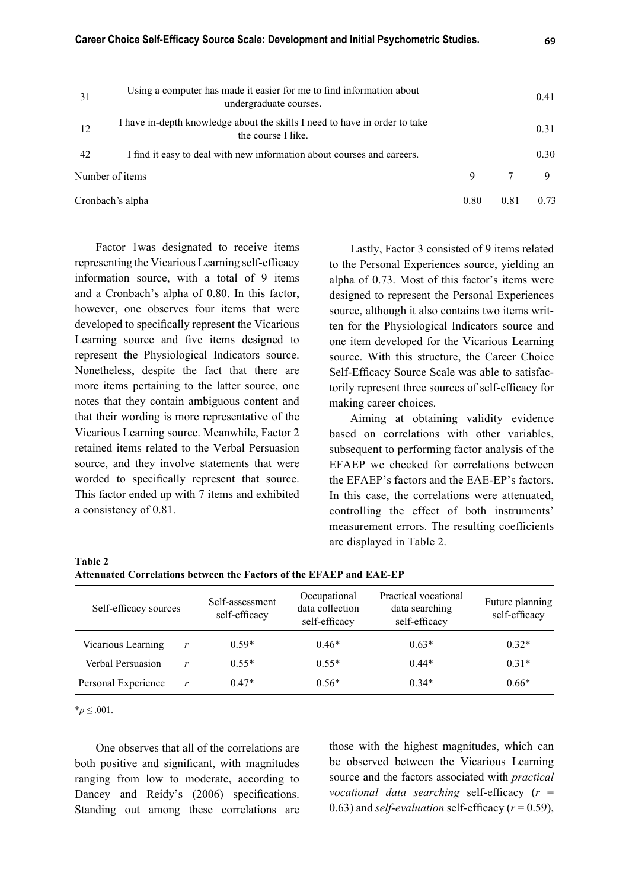| | | | | |
|---|---|---|---|---|
| 31 | Using a computer has made it easier for me to find information about undergraduate courses. | | | 0.41 |
| 12 | I have in-depth knowledge about the skills I need to have in order to take the course I like. | | | 0.31 |
| 42 | I find it easy to deal with new information about courses and careers. | | | 0.30 |
| Number of items | | 9 | 7 | 9 |
| Cronbach's alpha | | 0.80 | 0.81 | 0.73 |

Factor 1was designated to receive items representing the Vicarious Learning self-efficacy information source, with a total of 9 items and a Cronbach's alpha of 0.80. In this factor, however, one observes four items that were developed to specifically represent the Vicarious Learning source and five items designed to represent the Physiological Indicators source. Nonetheless, despite the fact that there are more items pertaining to the latter source, one notes that they contain ambiguous content and that their wording is more representative of the Vicarious Learning source. Meanwhile, Factor 2 retained items related to the Verbal Persuasion source, and they involve statements that were worded to specifically represent that source. This factor ended up with 7 items and exhibited a consistency of 0.81.

Lastly, Factor 3 consisted of 9 items related to the Personal Experiences source, yielding an alpha of 0.73. Most of this factor's items were designed to represent the Personal Experiences source, although it also contains two items written for the Physiological Indicators source and one item developed for the Vicarious Learning source. With this structure, the Career Choice Self-Efficacy Source Scale was able to satisfactorily represent three sources of self-efficacy for making career choices.

Aiming at obtaining validity evidence based on correlations with other variables, subsequent to performing factor analysis of the EFAEP we checked for correlations between the EFAEP's factors and the EAE-EP's factors. In this case, the correlations were attenuated, controlling the effect of both instruments' measurement errors. The resulting coefficients are displayed in Table 2.

**Table 2**
**Attenuated Correlations between the Factors of the EFAEP and EAE-EP**

| Self-efficacy sources | | Self-assessment self-efficacy | Occupational data collection self-efficacy | Practical vocational data searching self-efficacy | Future planning self-efficacy |
|---|---|---|---|---|---|
| Vicarious Learning | *r* | 0.59* | 0.46* | 0.63* | 0.32* |
| Verbal Persuasion | *r* | 0.55* | 0.55* | 0.44* | 0.31* |
| Personal Experience | *r* | 0.47* | 0.56* | 0.34* | 0.66* |

*$p \leq .001$.

One observes that all of the correlations are both positive and significant, with magnitudes ranging from low to moderate, according to Dancey and Reidy's (2006) specifications. Standing out among these correlations are those with the highest magnitudes, which can be observed between the Vicarious Learning source and the factors associated with *practical vocational data searching* self-efficacy ($r$ = 0.63) and *self-evaluation* self-efficacy ($r$ = 0.59),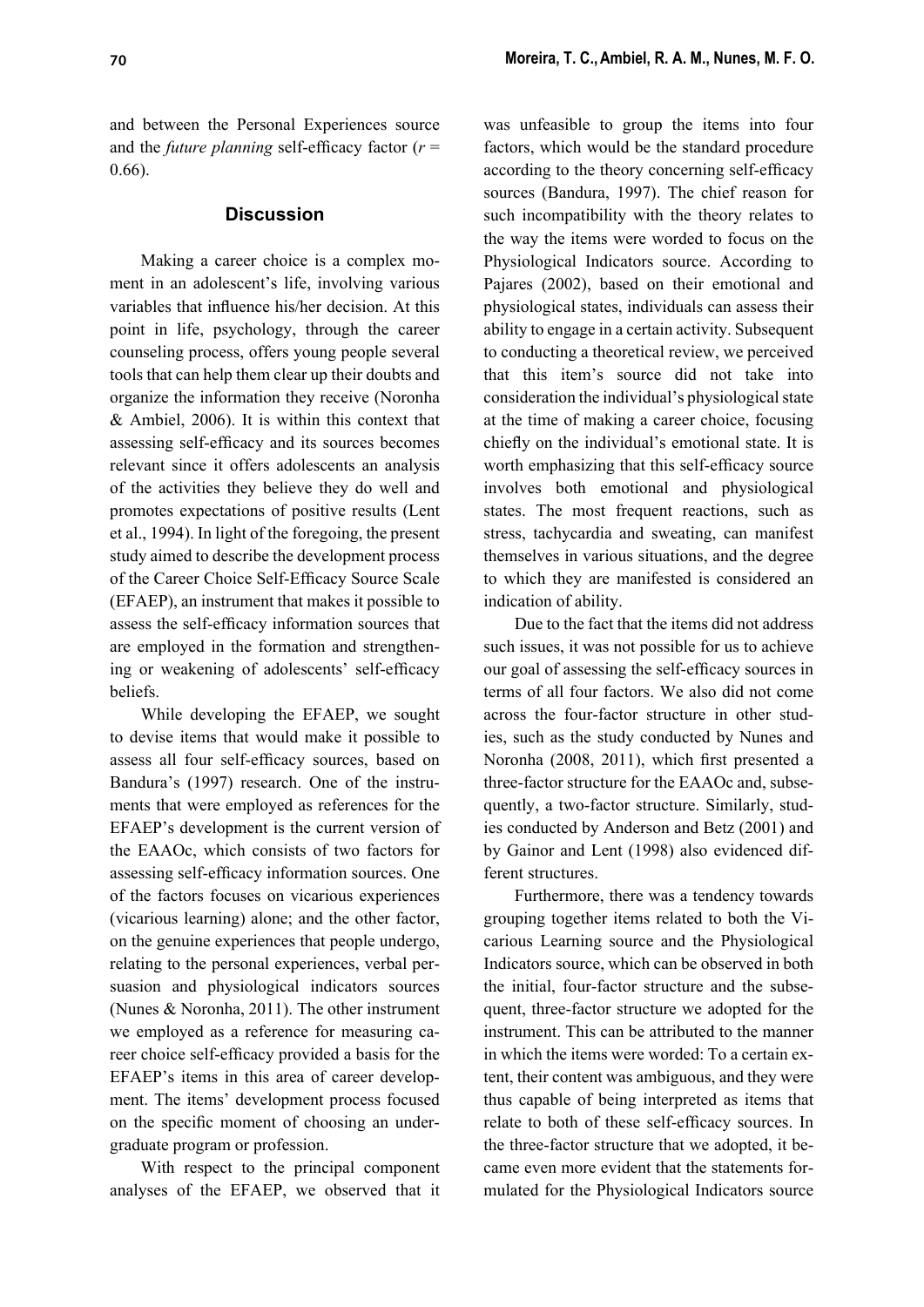and between the Personal Experiences source and the *future planning* self-efficacy factor ($r$ = 0.66).

## Discussion

Making a career choice is a complex moment in an adolescent's life, involving various variables that influence his/her decision. At this point in life, psychology, through the career counseling process, offers young people several tools that can help them clear up their doubts and organize the information they receive (Noronha & Ambiel, 2006). It is within this context that assessing self-efficacy and its sources becomes relevant since it offers adolescents an analysis of the activities they believe they do well and promotes expectations of positive results (Lent et al., 1994). In light of the foregoing, the present study aimed to describe the development process of the Career Choice Self-Efficacy Source Scale (EFAEP), an instrument that makes it possible to assess the self-efficacy information sources that are employed in the formation and strengthening or weakening of adolescents' self-efficacy beliefs.

While developing the EFAEP, we sought to devise items that would make it possible to assess all four self-efficacy sources, based on Bandura's (1997) research. One of the instruments that were employed as references for the EFAEP's development is the current version of the EAAOc, which consists of two factors for assessing self-efficacy information sources. One of the factors focuses on vicarious experiences (vicarious learning) alone; and the other factor, on the genuine experiences that people undergo, relating to the personal experiences, verbal persuasion and physiological indicators sources (Nunes & Noronha, 2011). The other instrument we employed as a reference for measuring career choice self-efficacy provided a basis for the EFAEP's items in this area of career development. The items' development process focused on the specific moment of choosing an undergraduate program or profession.

With respect to the principal component analyses of the EFAEP, we observed that it was unfeasible to group the items into four factors, which would be the standard procedure according to the theory concerning self-efficacy sources (Bandura, 1997). The chief reason for such incompatibility with the theory relates to the way the items were worded to focus on the Physiological Indicators source. According to Pajares (2002), based on their emotional and physiological states, individuals can assess their ability to engage in a certain activity. Subsequent to conducting a theoretical review, we perceived that this item's source did not take into consideration the individual's physiological state at the time of making a career choice, focusing chiefly on the individual's emotional state. It is worth emphasizing that this self-efficacy source involves both emotional and physiological states. The most frequent reactions, such as stress, tachycardia and sweating, can manifest themselves in various situations, and the degree to which they are manifested is considered an indication of ability.

Due to the fact that the items did not address such issues, it was not possible for us to achieve our goal of assessing the self-efficacy sources in terms of all four factors. We also did not come across the four-factor structure in other studies, such as the study conducted by Nunes and Noronha (2008, 2011), which first presented a three-factor structure for the EAAOc and, subsequently, a two-factor structure. Similarly, studies conducted by Anderson and Betz (2001) and by Gainor and Lent (1998) also evidenced different structures.

Furthermore, there was a tendency towards grouping together items related to both the Vicarious Learning source and the Physiological Indicators source, which can be observed in both the initial, four-factor structure and the subsequent, three-factor structure we adopted for the instrument. This can be attributed to the manner in which the items were worded: To a certain extent, their content was ambiguous, and they were thus capable of being interpreted as items that relate to both of these self-efficacy sources. In the three-factor structure that we adopted, it became even more evident that the statements formulated for the Physiological Indicators source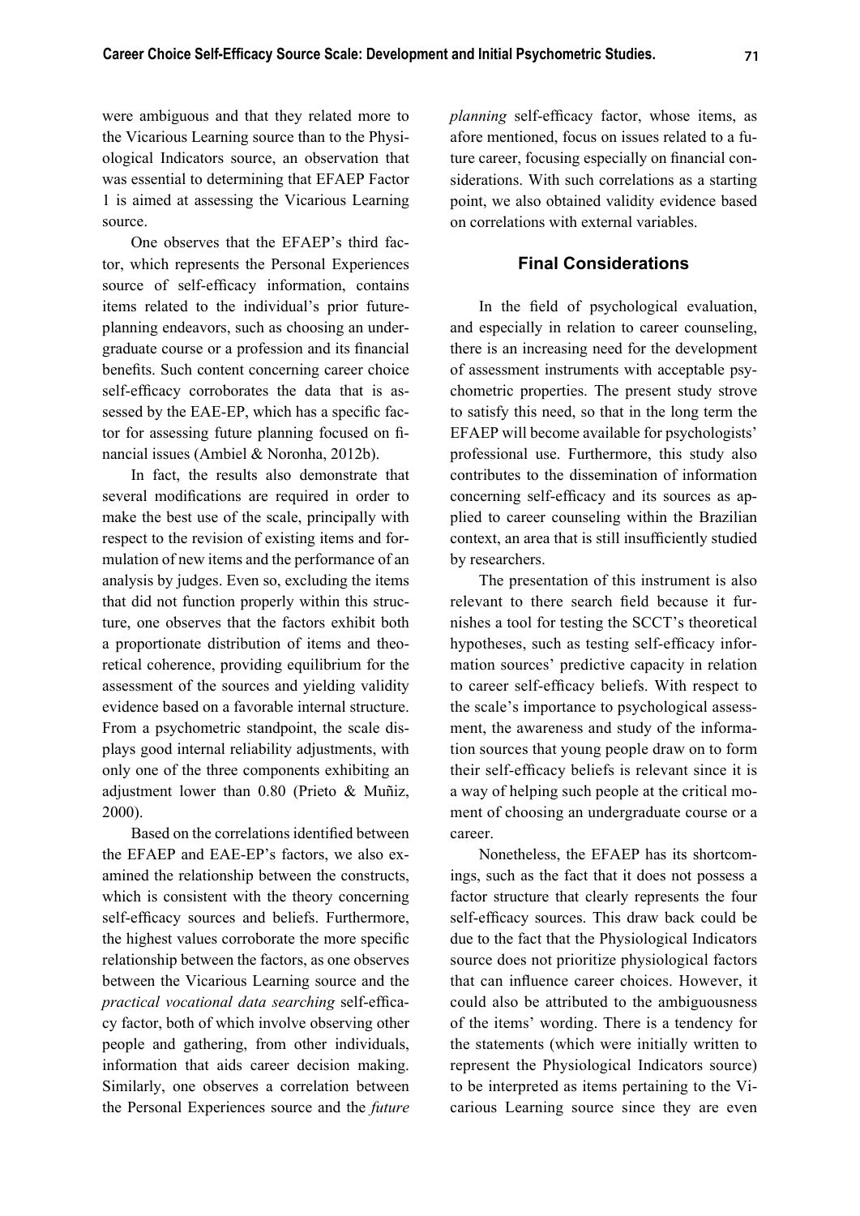were ambiguous and that they related more to the Vicarious Learning source than to the Physiological Indicators source, an observation that was essential to determining that EFAEP Factor 1 is aimed at assessing the Vicarious Learning source.

One observes that the EFAEP's third factor, which represents the Personal Experiences source of self-efficacy information, contains items related to the individual's prior future-planning endeavors, such as choosing an undergraduate course or a profession and its financial benefits. Such content concerning career choice self-efficacy corroborates the data that is assessed by the EAE-EP, which has a specific factor for assessing future planning focused on financial issues (Ambiel & Noronha, 2012b).

In fact, the results also demonstrate that several modifications are required in order to make the best use of the scale, principally with respect to the revision of existing items and formulation of new items and the performance of an analysis by judges. Even so, excluding the items that did not function properly within this structure, one observes that the factors exhibit both a proportionate distribution of items and theoretical coherence, providing equilibrium for the assessment of the sources and yielding validity evidence based on a favorable internal structure. From a psychometric standpoint, the scale displays good internal reliability adjustments, with only one of the three components exhibiting an adjustment lower than 0.80 (Prieto & Muñiz, 2000).

Based on the correlations identified between the EFAEP and EAE-EP's factors, we also examined the relationship between the constructs, which is consistent with the theory concerning self-efficacy sources and beliefs. Furthermore, the highest values corroborate the more specific relationship between the factors, as one observes between the Vicarious Learning source and the *practical vocational data searching* self-efficacy factor, both of which involve observing other people and gathering, from other individuals, information that aids career decision making. Similarly, one observes a correlation between the Personal Experiences source and the *future planning* self-efficacy factor, whose items, as afore mentioned, focus on issues related to a future career, focusing especially on financial considerations. With such correlations as a starting point, we also obtained validity evidence based on correlations with external variables.

## Final Considerations

In the field of psychological evaluation, and especially in relation to career counseling, there is an increasing need for the development of assessment instruments with acceptable psychometric properties. The present study strove to satisfy this need, so that in the long term the EFAEP will become available for psychologists' professional use. Furthermore, this study also contributes to the dissemination of information concerning self-efficacy and its sources as applied to career counseling within the Brazilian context, an area that is still insufficiently studied by researchers.

The presentation of this instrument is also relevant to there search field because it furnishes a tool for testing the SCCT's theoretical hypotheses, such as testing self-efficacy information sources' predictive capacity in relation to career self-efficacy beliefs. With respect to the scale's importance to psychological assessment, the awareness and study of the information sources that young people draw on to form their self-efficacy beliefs is relevant since it is a way of helping such people at the critical moment of choosing an undergraduate course or a career.

Nonetheless, the EFAEP has its shortcomings, such as the fact that it does not possess a factor structure that clearly represents the four self-efficacy sources. This draw back could be due to the fact that the Physiological Indicators source does not prioritize physiological factors that can influence career choices. However, it could also be attributed to the ambiguousness of the items' wording. There is a tendency for the statements (which were initially written to represent the Physiological Indicators source) to be interpreted as items pertaining to the Vicarious Learning source since they are even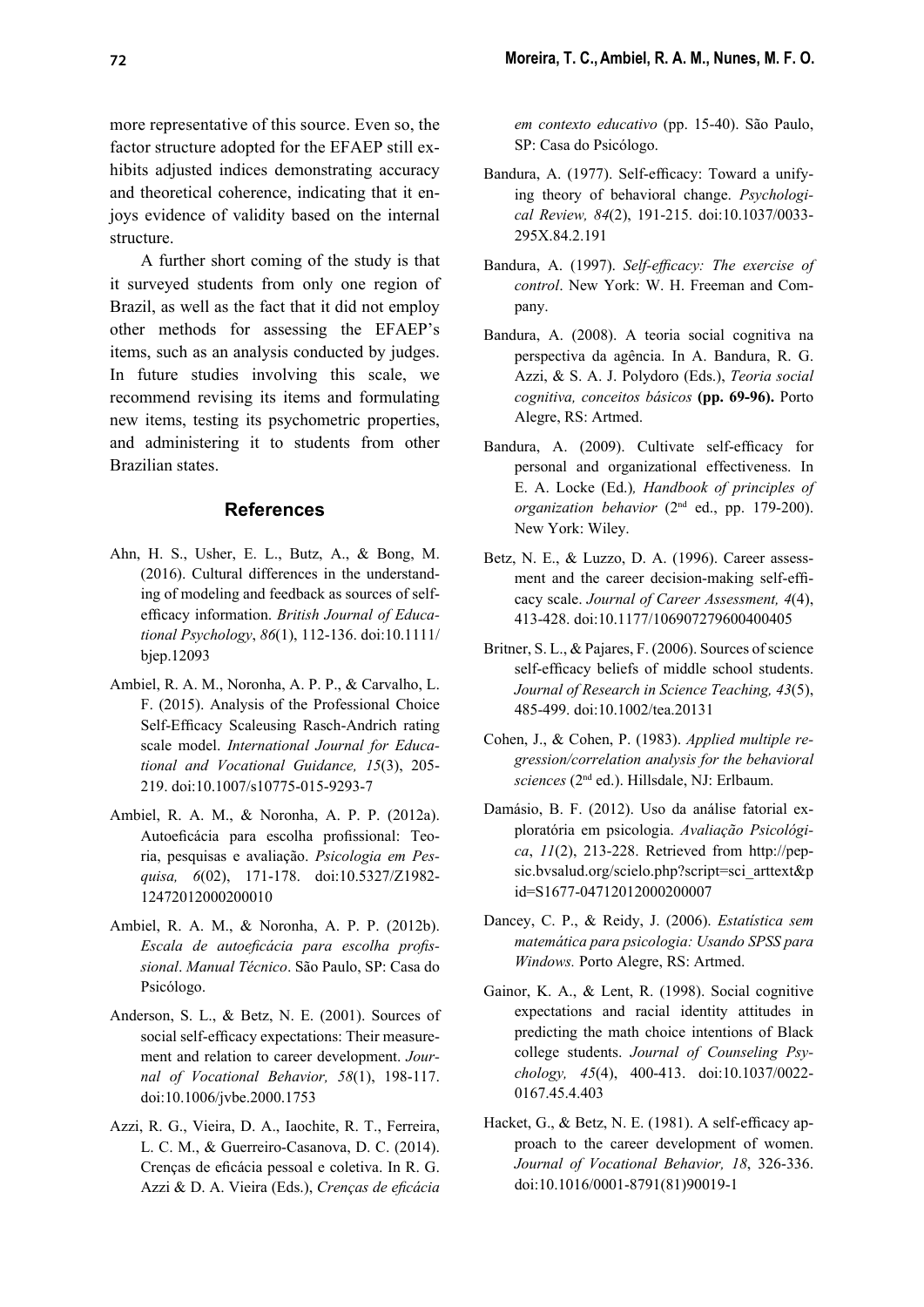more representative of this source. Even so, the factor structure adopted for the EFAEP still exhibits adjusted indices demonstrating accuracy and theoretical coherence, indicating that it enjoys evidence of validity based on the internal structure.

A further short coming of the study is that it surveyed students from only one region of Brazil, as well as the fact that it did not employ other methods for assessing the EFAEP's items, such as an analysis conducted by judges. In future studies involving this scale, we recommend revising its items and formulating new items, testing its psychometric properties, and administering it to students from other Brazilian states.

## References

Ahn, H. S., Usher, E. L., Butz, A., & Bong, M. (2016). Cultural differences in the understanding of modeling and feedback as sources of self-efficacy information. *British Journal of Educational Psychology*, *86*(1), 112-136. doi:10.1111/bjep.12093

Ambiel, R. A. M., Noronha, A. P. P., & Carvalho, L. F. (2015). Analysis of the Professional Choice Self-Efficacy Scaleusing Rasch-Andrich rating scale model. *International Journal for Educational and Vocational Guidance, 15*(3), 205-219. doi:10.1007/s10775-015-9293-7

Ambiel, R. A. M., & Noronha, A. P. P. (2012a). Autoeficácia para escolha profissional: Teoria, pesquisas e avaliação. *Psicologia em Pesquisa, 6*(02), 171-178. doi:10.5327/Z1982-12472012000200010

Ambiel, R. A. M., & Noronha, A. P. P. (2012b). *Escala de autoeficácia para escolha profissional*. *Manual Técnico*. São Paulo, SP: Casa do Psicólogo.

Anderson, S. L., & Betz, N. E. (2001). Sources of social self-efficacy expectations: Their measurement and relation to career development. *Journal of Vocational Behavior, 58*(1), 198-117. doi:10.1006/jvbe.2000.1753

Azzi, R. G., Vieira, D. A., Iaochite, R. T., Ferreira, L. C. M., & Guerreiro-Casanova, D. C. (2014). Crenças de eficácia pessoal e coletiva. In R. G. Azzi & D. A. Vieira (Eds.), *Crenças de eficácia em contexto educativo* (pp. 15-40). São Paulo, SP: Casa do Psicólogo.

Bandura, A. (1977). Self-efficacy: Toward a unifying theory of behavioral change. *Psychological Review, 84*(2), 191-215. doi:10.1037/0033-295X.84.2.191

Bandura, A. (1997). *Self-efficacy: The exercise of control*. New York: W. H. Freeman and Company.

Bandura, A. (2008). A teoria social cognitiva na perspectiva da agência. In A. Bandura, R. G. Azzi, & S. A. J. Polydoro (Eds.), *Teoria social cognitiva, conceitos básicos* **(pp. 69-96).** Porto Alegre, RS: Artmed.

Bandura, A. (2009). Cultivate self-efficacy for personal and organizational effectiveness. In E. A. Locke (Ed.)*, Handbook of principles of organization behavior* (2nd ed., pp. 179-200). New York: Wiley.

Betz, N. E., & Luzzo, D. A. (1996). Career assessment and the career decision-making self-efficacy scale. *Journal of Career Assessment, 4*(4), 413-428. doi:10.1177/106907279600400405

Britner, S. L., & Pajares, F. (2006). Sources of science self-efficacy beliefs of middle school students. *Journal of Research in Science Teaching, 43*(5), 485-499. doi:10.1002/tea.20131

Cohen, J., & Cohen, P. (1983). *Applied multiple regression/correlation analysis for the behavioral sciences* (2nd ed.). Hillsdale, NJ: Erlbaum.

Damásio, B. F. (2012). Uso da análise fatorial exploratória em psicologia. *Avaliação Psicológica*, *11*(2), 213-228. Retrieved from http://pepsic.bvsalud.org/scielo.php?script=sci_arttext&pid=S1677-04712012000200007

Dancey, C. P., & Reidy, J. (2006). *Estatística sem matemática para psicologia: Usando SPSS para Windows.* Porto Alegre, RS: Artmed.

Gainor, K. A., & Lent, R. (1998). Social cognitive expectations and racial identity attitudes in predicting the math choice intentions of Black college students. *Journal of Counseling Psychology, 45*(4), 400-413. doi:10.1037/0022-0167.45.4.403

Hacket, G., & Betz, N. E. (1981). A self-efficacy approach to the career development of women. *Journal of Vocational Behavior, 18*, 326-336. doi:10.1016/0001-8791(81)90019-1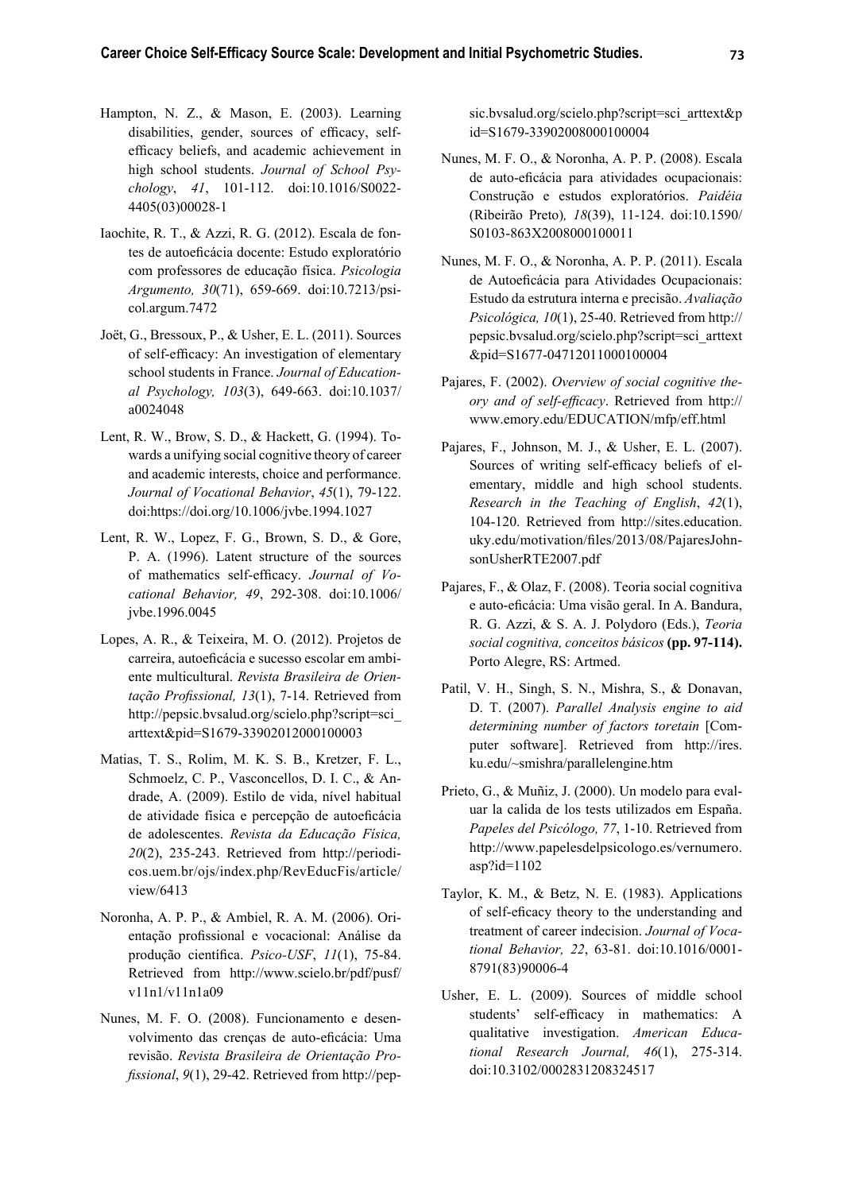Hampton, N. Z., & Mason, E. (2003). Learning disabilities, gender, sources of efficacy, self-efficacy beliefs, and academic achievement in high school students. *Journal of School Psychology*, *41*, 101-112. doi:10.1016/S0022-4405(03)00028-1

Iaochite, R. T., & Azzi, R. G. (2012). Escala de fontes de autoeficácia docente: Estudo exploratório com professores de educação física. *Psicologia Argumento, 30*(71), 659-669. doi:10.7213/psicol.argum.7472

Joët, G., Bressoux, P., & Usher, E. L. (2011). Sources of self-efficacy: An investigation of elementary school students in France. *Journal of Educational Psychology, 103*(3), 649-663. doi:10.1037/a0024048

Lent, R. W., Brow, S. D., & Hackett, G. (1994). Towards a unifying social cognitive theory of career and academic interests, choice and performance. *Journal of Vocational Behavior*, *45*(1), 79-122. doi:https://doi.org/10.1006/jvbe.1994.1027

Lent, R. W., Lopez, F. G., Brown, S. D., & Gore, P. A. (1996). Latent structure of the sources of mathematics self-efficacy. *Journal of Vocational Behavior, 49*, 292-308. doi:10.1006/jvbe.1996.0045

Lopes, A. R., & Teixeira, M. O. (2012). Projetos de carreira, autoeficácia e sucesso escolar em ambiente multicultural. *Revista Brasileira de Orientação Profissional, 13*(1), 7-14. Retrieved from http://pepsic.bvsalud.org/scielo.php?script=sci_arttext&pid=S1679-33902012000100003

Matias, T. S., Rolim, M. K. S. B., Kretzer, F. L., Schmoelz, C. P., Vasconcellos, D. I. C., & Andrade, A. (2009). Estilo de vida, nível habitual de atividade física e percepção de autoeficácia de adolescentes. *Revista da Educação Física, 20*(2), 235-243. Retrieved from http://periodicos.uem.br/ojs/index.php/RevEducFis/article/view/6413

Noronha, A. P. P., & Ambiel, R. A. M. (2006). Orientação profissional e vocacional: Análise da produção científica. *Psico-USF*, *11*(1), 75-84. Retrieved from http://www.scielo.br/pdf/pusf/v11n1/v11n1a09

Nunes, M. F. O. (2008). Funcionamento e desenvolvimento das crenças de auto-eficácia: Uma revisão. *Revista Brasileira de Orientação Profissional*, *9*(1), 29-42. Retrieved from http://pepsic.bvsalud.org/scielo.php?script=sci_arttext&pid=S1679-33902008000100004

Nunes, M. F. O., & Noronha, A. P. P. (2008). Escala de auto-eficácia para atividades ocupacionais: Construção e estudos exploratórios. *Paidéia* (Ribeirão Preto)*, 18*(39), 11-124. doi:10.1590/S0103-863X2008000100011

Nunes, M. F. O., & Noronha, A. P. P. (2011). Escala de Autoeficácia para Atividades Ocupacionais: Estudo da estrutura interna e precisão. *Avaliação Psicológica, 10*(1), 25-40. Retrieved from http://pepsic.bvsalud.org/scielo.php?script=sci_arttext&pid=S1677-04712011000100004

Pajares, F. (2002). *Overview of social cognitive theory and of self-efficacy*. Retrieved from http://www.emory.edu/EDUCATION/mfp/eff.html

Pajares, F., Johnson, M. J., & Usher, E. L. (2007). Sources of writing self-efficacy beliefs of elementary, middle and high school students. *Research in the Teaching of English*, *42*(1), 104-120. Retrieved from http://sites.education.uky.edu/motivation/files/2013/08/PajaresJohnsonUsherRTE2007.pdf

Pajares, F., & Olaz, F. (2008). Teoria social cognitiva e auto-eficácia: Uma visão geral. In A. Bandura, R. G. Azzi, & S. A. J. Polydoro (Eds.), *Teoria social cognitiva, conceitos básicos* **(pp. 97-114).** Porto Alegre, RS: Artmed.

Patil, V. H., Singh, S. N., Mishra, S., & Donavan, D. T. (2007). *Parallel Analysis engine to aid determining number of factors toretain* [Computer software]. Retrieved from http://ires.ku.edu/~smishra/parallelengine.htm

Prieto, G., & Muñiz, J. (2000). Un modelo para evaluar la calida de los tests utilizados em España. *Papeles del Psicólogo, 77*, 1-10. Retrieved from http://www.papelesdelpsicologo.es/vernumero.asp?id=1102

Taylor, K. M., & Betz, N. E. (1983). Applications of self-eficacy theory to the understanding and treatment of career indecision. *Journal of Vocational Behavior, 22*, 63-81. doi:10.1016/0001-8791(83)90006-4

Usher, E. L. (2009). Sources of middle school students' self-efficacy in mathematics: A qualitative investigation. *American Educational Research Journal, 46*(1), 275-314. doi:10.3102/0002831208324517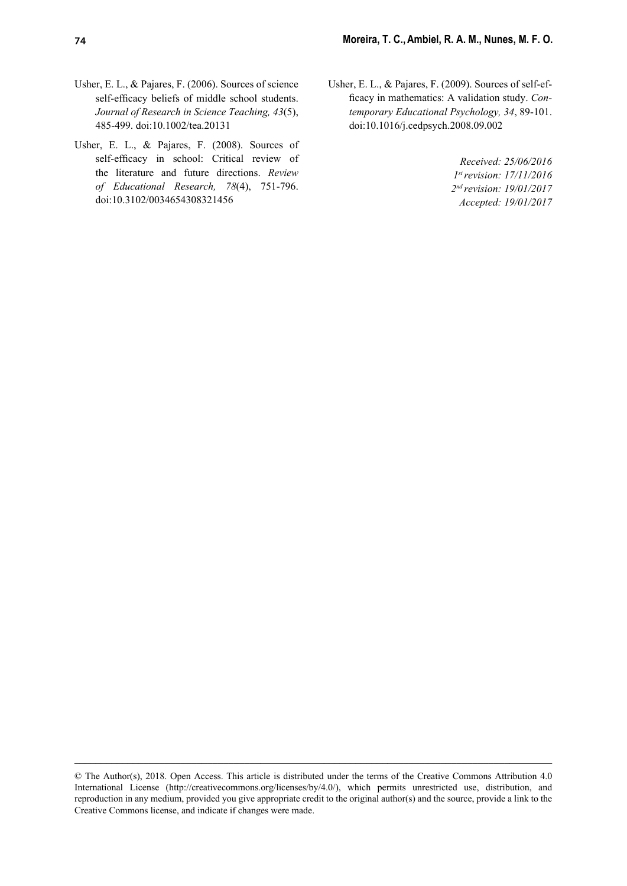Usher, E. L., & Pajares, F. (2006). Sources of science self-efficacy beliefs of middle school students. *Journal of Research in Science Teaching, 43*(5), 485-499. doi:10.1002/tea.20131

Usher, E. L., & Pajares, F. (2008). Sources of self-efficacy in school: Critical review of the literature and future directions. *Review of Educational Research, 78*(4), 751-796. doi:10.3102/0034654308321456

Usher, E. L., & Pajares, F. (2009). Sources of self-efficacy in mathematics: A validation study. *Contemporary Educational Psychology, 34*, 89-101. doi:10.1016/j.cedpsych.2008.09.002

*Received: 25/06/2016*
*1st revision: 17/11/2016*
*2nd revision: 19/01/2017*
*Accepted: 19/01/2017*

© The Author(s), 2018. Open Access. This article is distributed under the terms of the Creative Commons Attribution 4.0 International License (http://creativecommons.org/licenses/by/4.0/), which permits unrestricted use, distribution, and reproduction in any medium, provided you give appropriate credit to the original author(s) and the source, provide a link to the Creative Commons license, and indicate if changes were made.